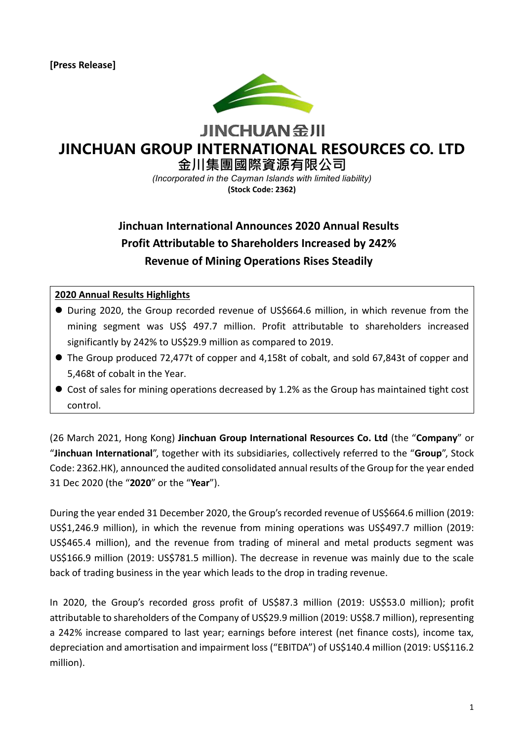**[Press Release]**

JINCHUAN金川

# JINCHUAN GROUP INTERNATIONAL RESOURCES CO. LTD

## 金川集團國際資源有限公司

*(Incorporated in the Cayman Islands with limited liability)*

**(Stock Code: 2362)**

## Jinchuan International Announces 2020 Annual Results
## Profit Attributable to Shareholders Increased by 242%
## Revenue of Mining Operations Rises Steadily

**2020 Annual Results Highlights**

- During 2020, the Group recorded revenue of US$664.6 million, in which revenue from the mining segment was US$ 497.7 million. Profit attributable to shareholders increased significantly by 242% to US$29.9 million as compared to 2019.
- The Group produced 72,477t of copper and 4,158t of cobalt, and sold 67,843t of copper and 5,468t of cobalt in the Year.
- Cost of sales for mining operations decreased by 1.2% as the Group has maintained tight cost control.

(26 March 2021, Hong Kong) **Jinchuan Group International Resources Co. Ltd** (the "**Company**" or "**Jinchuan International**", together with its subsidiaries, collectively referred to the "**Group**", Stock Code: 2362.HK), announced the audited consolidated annual results of the Group for the year ended 31 Dec 2020 (the "**2020**" or the "**Year**").

During the year ended 31 December 2020, the Group's recorded revenue of US$664.6 million (2019: US$1,246.9 million), in which the revenue from mining operations was US$497.7 million (2019: US$465.4 million), and the revenue from trading of mineral and metal products segment was US$166.9 million (2019: US$781.5 million). The decrease in revenue was mainly due to the scale back of trading business in the year which leads to the drop in trading revenue.

In 2020, the Group's recorded gross profit of US$87.3 million (2019: US$53.0 million); profit attributable to shareholders of the Company of US$29.9 million (2019: US$8.7 million), representing a 242% increase compared to last year; earnings before interest (net finance costs), income tax, depreciation and amortisation and impairment loss ("EBITDA") of US$140.4 million (2019: US$116.2 million).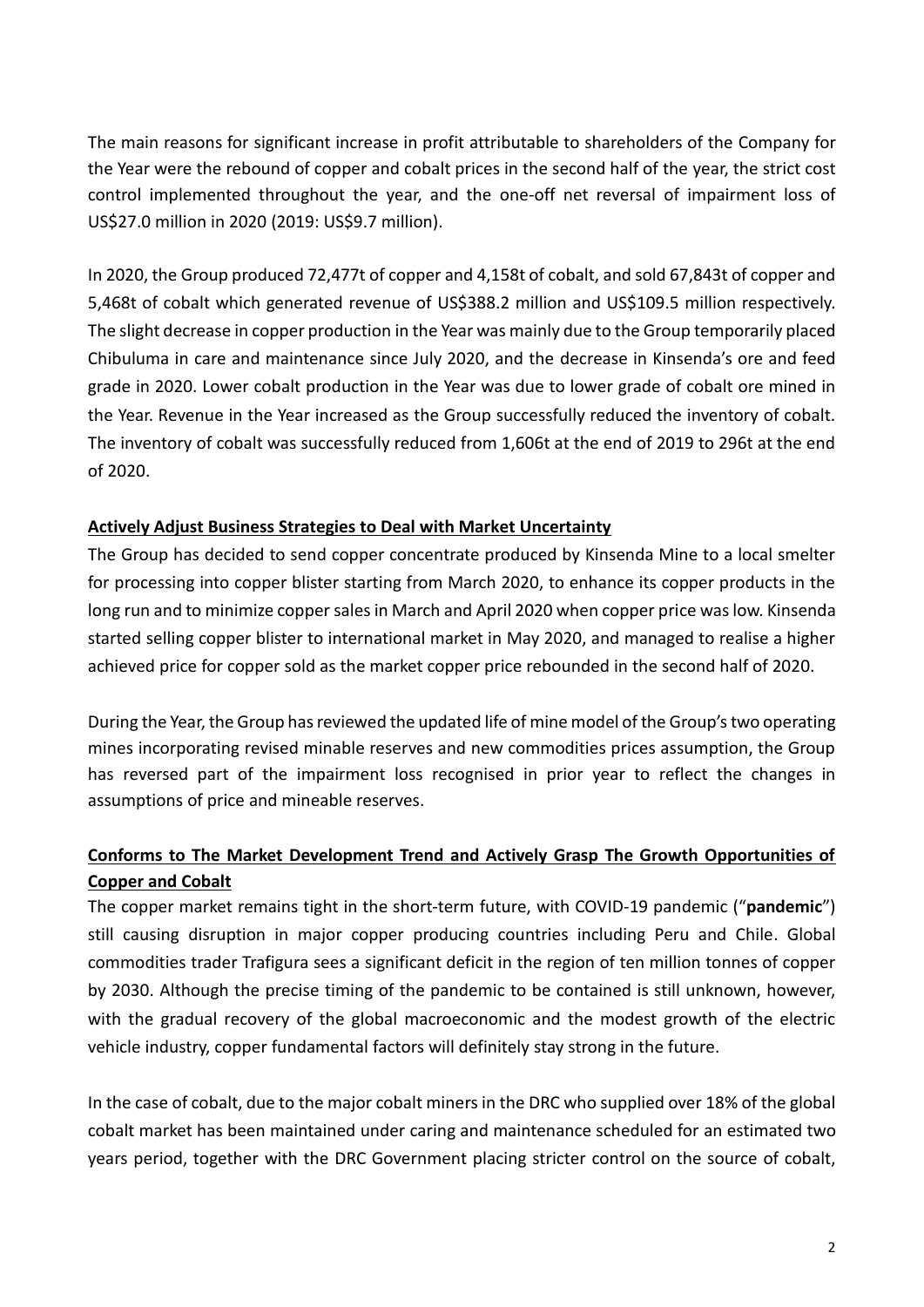The main reasons for significant increase in profit attributable to shareholders of the Company for the Year were the rebound of copper and cobalt prices in the second half of the year, the strict cost control implemented throughout the year, and the one-off net reversal of impairment loss of US$27.0 million in 2020 (2019: US$9.7 million).

In 2020, the Group produced 72,477t of copper and 4,158t of cobalt, and sold 67,843t of copper and 5,468t of cobalt which generated revenue of US$388.2 million and US$109.5 million respectively. The slight decrease in copper production in the Year was mainly due to the Group temporarily placed Chibuluma in care and maintenance since July 2020, and the decrease in Kinsenda's ore and feed grade in 2020. Lower cobalt production in the Year was due to lower grade of cobalt ore mined in the Year. Revenue in the Year increased as the Group successfully reduced the inventory of cobalt. The inventory of cobalt was successfully reduced from 1,606t at the end of 2019 to 296t at the end of 2020.

**Actively Adjust Business Strategies to Deal with Market Uncertainty**

The Group has decided to send copper concentrate produced by Kinsenda Mine to a local smelter for processing into copper blister starting from March 2020, to enhance its copper products in the long run and to minimize copper sales in March and April 2020 when copper price was low. Kinsenda started selling copper blister to international market in May 2020, and managed to realise a higher achieved price for copper sold as the market copper price rebounded in the second half of 2020.

During the Year, the Group has reviewed the updated life of mine model of the Group's two operating mines incorporating revised minable reserves and new commodities prices assumption, the Group has reversed part of the impairment loss recognised in prior year to reflect the changes in assumptions of price and mineable reserves.

**Conforms to The Market Development Trend and Actively Grasp The Growth Opportunities of Copper and Cobalt**

The copper market remains tight in the short-term future, with COVID-19 pandemic ("**pandemic**") still causing disruption in major copper producing countries including Peru and Chile. Global commodities trader Trafigura sees a significant deficit in the region of ten million tonnes of copper by 2030. Although the precise timing of the pandemic to be contained is still unknown, however, with the gradual recovery of the global macroeconomic and the modest growth of the electric vehicle industry, copper fundamental factors will definitely stay strong in the future.

In the case of cobalt, due to the major cobalt miners in the DRC who supplied over 18% of the global cobalt market has been maintained under caring and maintenance scheduled for an estimated two years period, together with the DRC Government placing stricter control on the source of cobalt,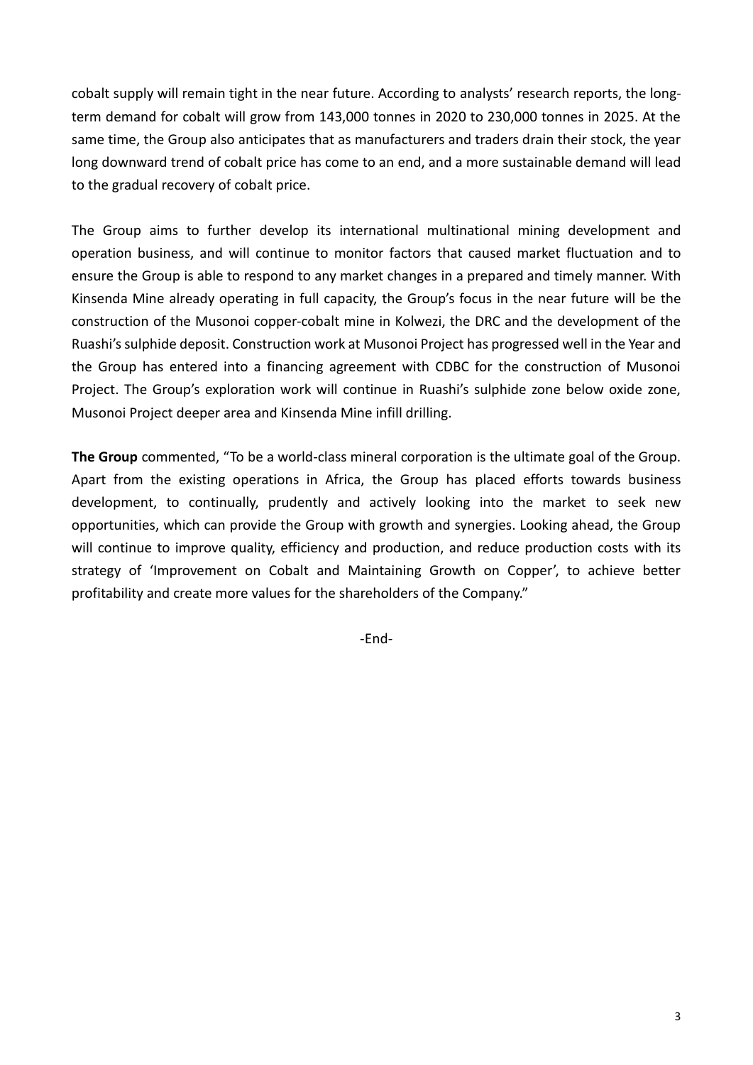cobalt supply will remain tight in the near future. According to analysts' research reports, the long-term demand for cobalt will grow from 143,000 tonnes in 2020 to 230,000 tonnes in 2025. At the same time, the Group also anticipates that as manufacturers and traders drain their stock, the year long downward trend of cobalt price has come to an end, and a more sustainable demand will lead to the gradual recovery of cobalt price.

The Group aims to further develop its international multinational mining development and operation business, and will continue to monitor factors that caused market fluctuation and to ensure the Group is able to respond to any market changes in a prepared and timely manner. With Kinsenda Mine already operating in full capacity, the Group's focus in the near future will be the construction of the Musonoi copper-cobalt mine in Kolwezi, the DRC and the development of the Ruashi's sulphide deposit. Construction work at Musonoi Project has progressed well in the Year and the Group has entered into a financing agreement with CDBC for the construction of Musonoi Project. The Group's exploration work will continue in Ruashi's sulphide zone below oxide zone, Musonoi Project deeper area and Kinsenda Mine infill drilling.

**The Group** commented, "To be a world-class mineral corporation is the ultimate goal of the Group. Apart from the existing operations in Africa, the Group has placed efforts towards business development, to continually, prudently and actively looking into the market to seek new opportunities, which can provide the Group with growth and synergies. Looking ahead, the Group will continue to improve quality, efficiency and production, and reduce production costs with its strategy of 'Improvement on Cobalt and Maintaining Growth on Copper', to achieve better profitability and create more values for the shareholders of the Company."

-End-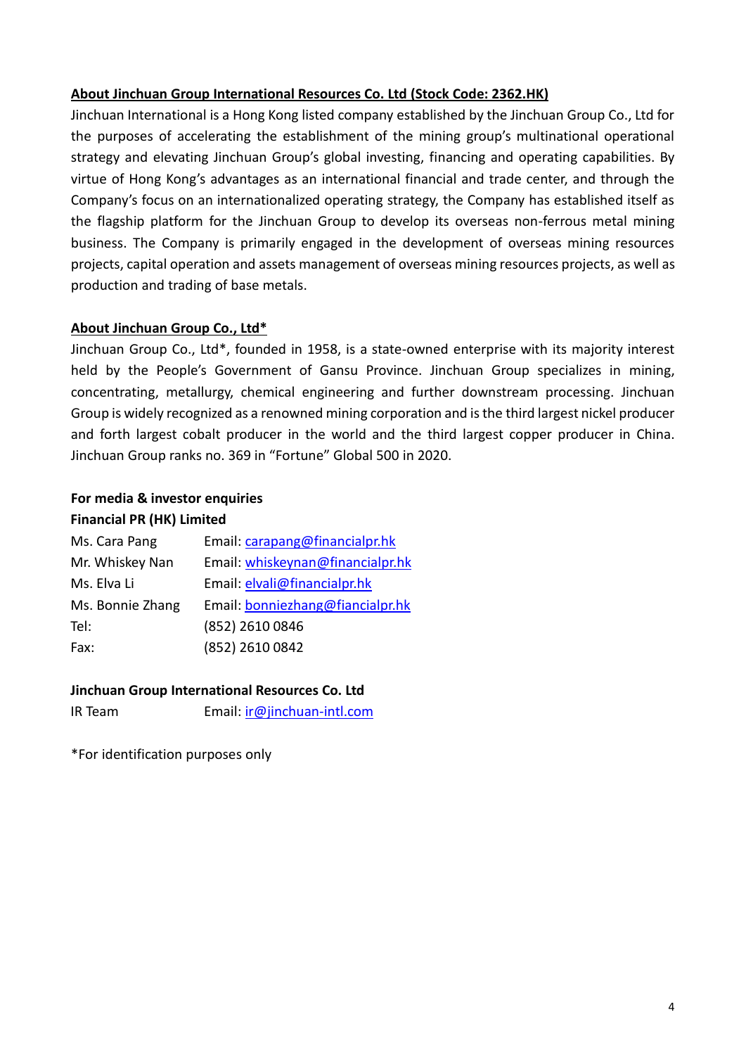**About Jinchuan Group International Resources Co. Ltd (Stock Code: 2362.HK)**

Jinchuan International is a Hong Kong listed company established by the Jinchuan Group Co., Ltd for the purposes of accelerating the establishment of the mining group's multinational operational strategy and elevating Jinchuan Group's global investing, financing and operating capabilities. By virtue of Hong Kong's advantages as an international financial and trade center, and through the Company's focus on an internationalized operating strategy, the Company has established itself as the flagship platform for the Jinchuan Group to develop its overseas non-ferrous metal mining business. The Company is primarily engaged in the development of overseas mining resources projects, capital operation and assets management of overseas mining resources projects, as well as production and trading of base metals.

**About Jinchuan Group Co., Ltd***

Jinchuan Group Co., Ltd*, founded in 1958, is a state-owned enterprise with its majority interest held by the People's Government of Gansu Province. Jinchuan Group specializes in mining, concentrating, metallurgy, chemical engineering and further downstream processing. Jinchuan Group is widely recognized as a renowned mining corporation and is the third largest nickel producer and forth largest cobalt producer in the world and the third largest copper producer in China. Jinchuan Group ranks no. 369 in "Fortune" Global 500 in 2020.

**For media & investor enquiries**

**Financial PR (HK) Limited**

| | |
|---|---|
| Ms. Cara Pang | Email: carapang@financialpr.hk |
| Mr. Whiskey Nan | Email: whiskeynan@financialpr.hk |
| Ms. Elva Li | Email: elvali@financialpr.hk |
| Ms. Bonnie Zhang | Email: bonniezhang@fiancialpr.hk |
| Tel: | (852) 2610 0846 |
| Fax: | (852) 2610 0842 |

**Jinchuan Group International Resources Co. Ltd**

| | |
|---|---|
| IR Team | Email: ir@jinchuan-intl.com |

*For identification purposes only